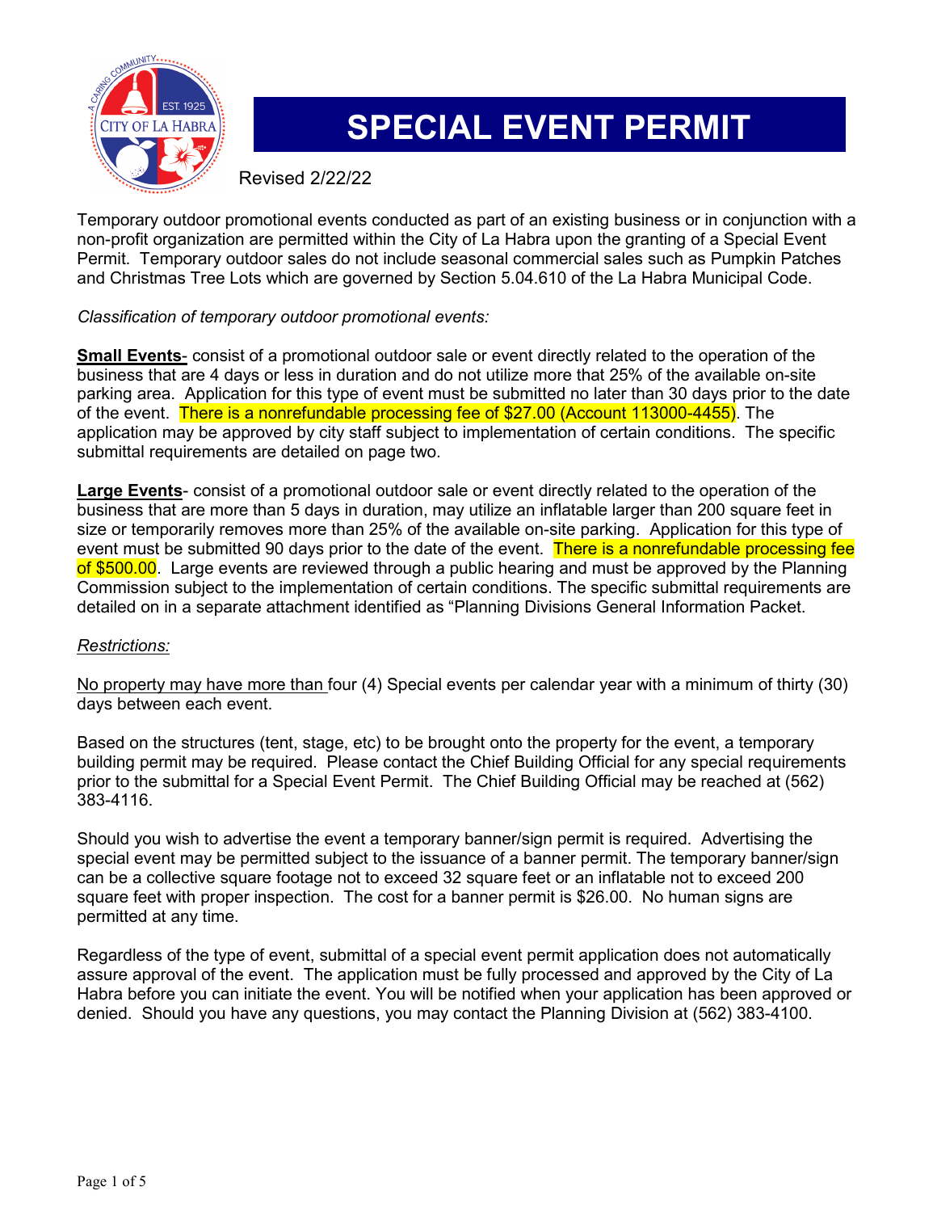# SPECIAL EVENT PERMIT

Revised 2/22/22

Temporary outdoor promotional events conducted as part of an existing business or in conjunction with a non-profit organization are permitted within the City of La Habra upon the granting of a Special Event Permit. Temporary outdoor sales do not include seasonal commercial sales such as Pumpkin Patches and Christmas Tree Lots which are governed by Section 5.04.610 of the La Habra Municipal Code.

*Classification of temporary outdoor promotional events:*

**Small Events**- consist of a promotional outdoor sale or event directly related to the operation of the business that are 4 days or less in duration and do not utilize more that 25% of the available on-site parking area. Application for this type of event must be submitted no later than 30 days prior to the date of the event. There is a nonrefundable processing fee of $27.00 (Account 113000-4455). The application may be approved by city staff subject to implementation of certain conditions. The specific submittal requirements are detailed on page two.

**Large Events**- consist of a promotional outdoor sale or event directly related to the operation of the business that are more than 5 days in duration, may utilize an inflatable larger than 200 square feet in size or temporarily removes more than 25% of the available on-site parking. Application for this type of event must be submitted 90 days prior to the date of the event. There is a nonrefundable processing fee of $500.00. Large events are reviewed through a public hearing and must be approved by the Planning Commission subject to the implementation of certain conditions. The specific submittal requirements are detailed on in a separate attachment identified as "Planning Divisions General Information Packet.

*Restrictions:*

No property may have more than four (4) Special events per calendar year with a minimum of thirty (30) days between each event.

Based on the structures (tent, stage, etc) to be brought onto the property for the event, a temporary building permit may be required. Please contact the Chief Building Official for any special requirements prior to the submittal for a Special Event Permit. The Chief Building Official may be reached at (562) 383-4116.

Should you wish to advertise the event a temporary banner/sign permit is required. Advertising the special event may be permitted subject to the issuance of a banner permit. The temporary banner/sign can be a collective square footage not to exceed 32 square feet or an inflatable not to exceed 200 square feet with proper inspection. The cost for a banner permit is $26.00. No human signs are permitted at any time.

Regardless of the type of event, submittal of a special event permit application does not automatically assure approval of the event. The application must be fully processed and approved by the City of La Habra before you can initiate the event. You will be notified when your application has been approved or denied. Should you have any questions, you may contact the Planning Division at (562) 383-4100.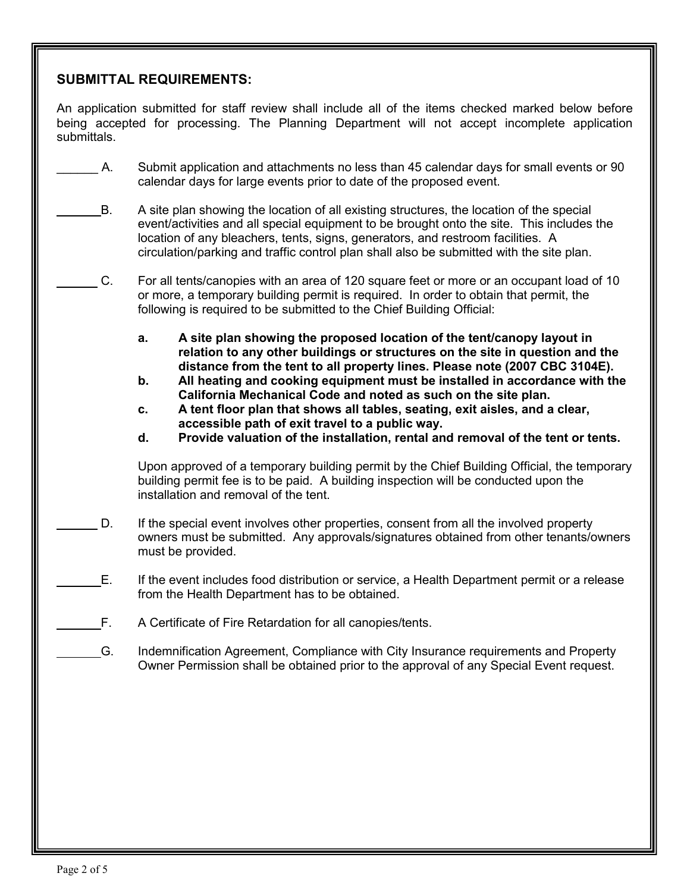## SUBMITTAL REQUIREMENTS:

An application submitted for staff review shall include all of the items checked marked below before being accepted for processing. The Planning Department will not accept incomplete application submittals.

______ A. Submit application and attachments no less than 45 calendar days for small events or 90 calendar days for large events prior to date of the proposed event.

______ B. A site plan showing the location of all existing structures, the location of the special event/activities and all special equipment to be brought onto the site. This includes the location of any bleachers, tents, signs, generators, and restroom facilities. A circulation/parking and traffic control plan shall also be submitted with the site plan.

______ C. For all tents/canopies with an area of 120 square feet or more or an occupant load of 10 or more, a temporary building permit is required. In order to obtain that permit, the following is required to be submitted to the Chief Building Official:

- **a. A site plan showing the proposed location of the tent/canopy layout in relation to any other buildings or structures on the site in question and the distance from the tent to all property lines. Please note (2007 CBC 3104E).**
- **b. All heating and cooking equipment must be installed in accordance with the California Mechanical Code and noted as such on the site plan.**
- **c. A tent floor plan that shows all tables, seating, exit aisles, and a clear, accessible path of exit travel to a public way.**
- **d. Provide valuation of the installation, rental and removal of the tent or tents.**

Upon approved of a temporary building permit by the Chief Building Official, the temporary building permit fee is to be paid. A building inspection will be conducted upon the installation and removal of the tent.

______ D. If the special event involves other properties, consent from all the involved property owners must be submitted. Any approvals/signatures obtained from other tenants/owners must be provided.

______ E. If the event includes food distribution or service, a Health Department permit or a release from the Health Department has to be obtained.

______ F. A Certificate of Fire Retardation for all canopies/tents.

______ G. Indemnification Agreement, Compliance with City Insurance requirements and Property Owner Permission shall be obtained prior to the approval of any Special Event request.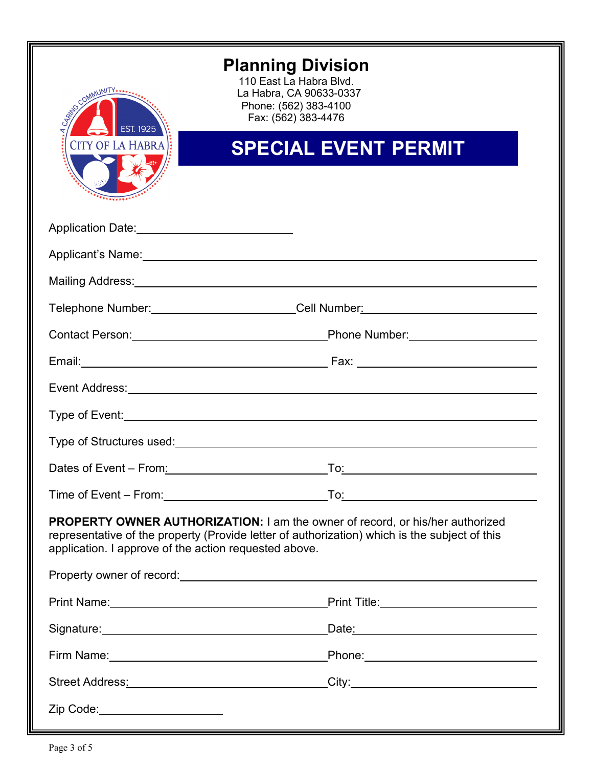# Planning Division

110 East La Habra Blvd.
La Habra, CA 90633-0337
Phone: (562) 383-4100
Fax: (562) 383-4476

## SPECIAL EVENT PERMIT

Application Date: ____________________

Applicant's Name: ____________________

Mailing Address: ____________________

Telephone Number: ____________________ Cell Number: ____________________

Contact Person: ____________________ Phone Number: ____________________

Email: ____________________ Fax: ____________________

Event Address: ____________________

Type of Event: ____________________

Type of Structures used: ____________________

Dates of Event – From: ____________________ To: ____________________

Time of Event – From: ____________________ To: ____________________

**PROPERTY OWNER AUTHORIZATION:** I am the owner of record, or his/her authorized representative of the property (Provide letter of authorization) which is the subject of this application. I approve of the action requested above.

Property owner of record: ____________________

Print Name: ____________________ Print Title: ____________________

Signature: ____________________ Date: ____________________

Firm Name: ____________________ Phone: ____________________

Street Address: ____________________ City: ____________________

Zip Code: ____________________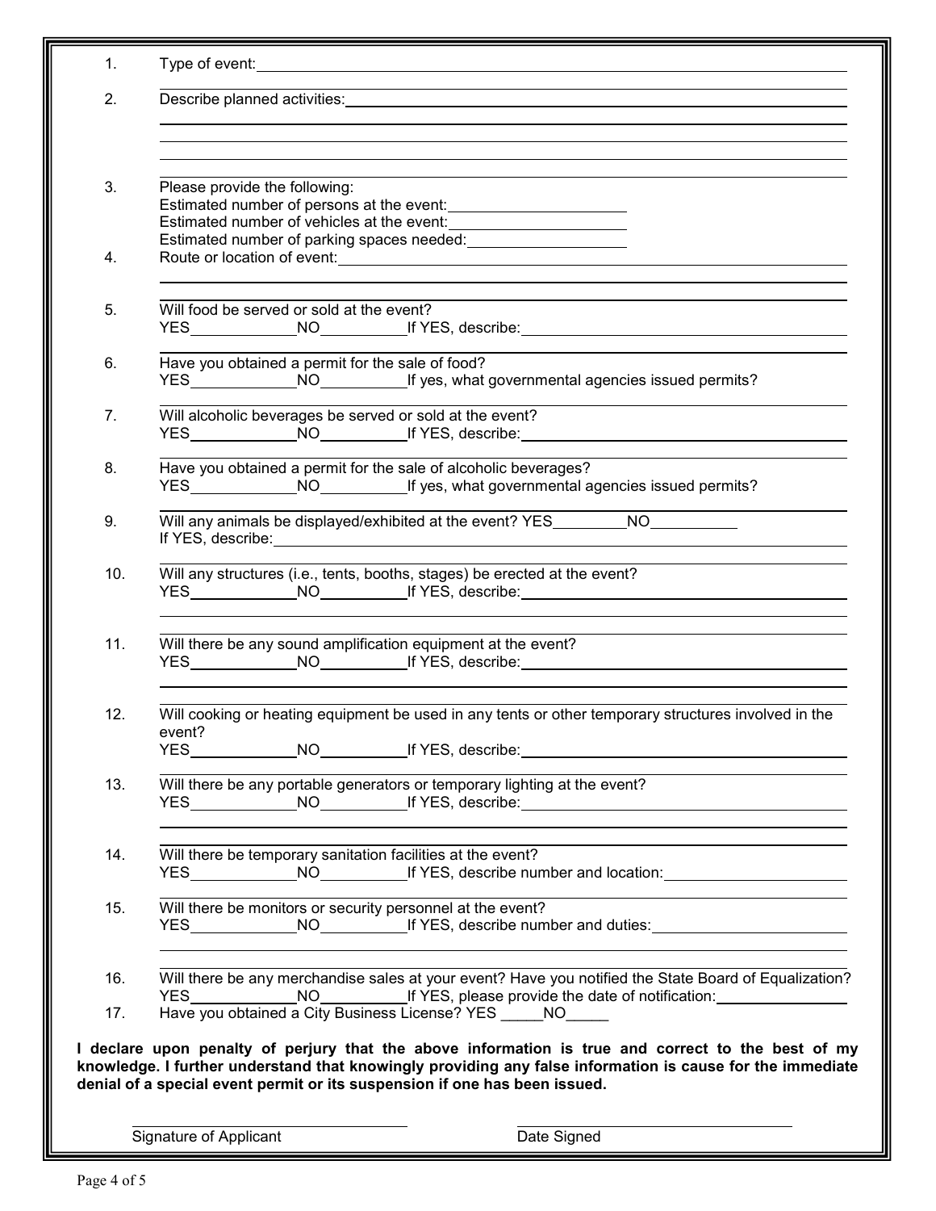1. Type of event: ______________________________________________

2. Describe planned activities: ______________________________________________

3. Please provide the following:
   Estimated number of persons at the event: ____________________
   Estimated number of vehicles at the event: ____________________
   Estimated number of parking spaces needed: ____________________

4. Route or location of event: ______________________________________________

5. Will food be served or sold at the event?
   YES__________ NO__________ If YES, describe: ______________________________

6. Have you obtained a permit for the sale of food?
   YES__________ NO__________ If yes, what governmental agencies issued permits?

7. Will alcoholic beverages be served or sold at the event?
   YES__________ NO__________ If YES, describe: ______________________________

8. Have you obtained a permit for the sale of alcoholic beverages?
   YES__________ NO__________ If yes, what governmental agencies issued permits?

9. Will any animals be displayed/exhibited at the event? YES__________ NO__________
   If YES, describe: ______________________________

10. Will any structures (i.e., tents, booths, stages) be erected at the event?
    YES__________ NO__________ If YES, describe: ______________________________

11. Will there be any sound amplification equipment at the event?
    YES__________ NO__________ If YES, describe: ______________________________

12. Will cooking or heating equipment be used in any tents or other temporary structures involved in the event?
    YES__________ NO__________ If YES, describe: ______________________________

13. Will there be any portable generators or temporary lighting at the event?
    YES__________ NO__________ If YES, describe: ______________________________

14. Will there be temporary sanitation facilities at the event?
    YES__________ NO__________ If YES, describe number and location: ____________________

15. Will there be monitors or security personnel at the event?
    YES__________ NO__________ If YES, describe number and duties: ____________________

16. Will there be any merchandise sales at your event? Have you notified the State Board of Equalization?
    YES__________ NO__________ If YES, please provide the date of notification: ____________________

17. Have you obtained a City Business License? YES _____NO_____

**I declare upon penalty of perjury that the above information is true and correct to the best of my knowledge. I further understand that knowingly providing any false information is cause for the immediate denial of a special event permit or its suspension if one has been issued.**

______________________________ Signature of Applicant

______________________________ Date Signed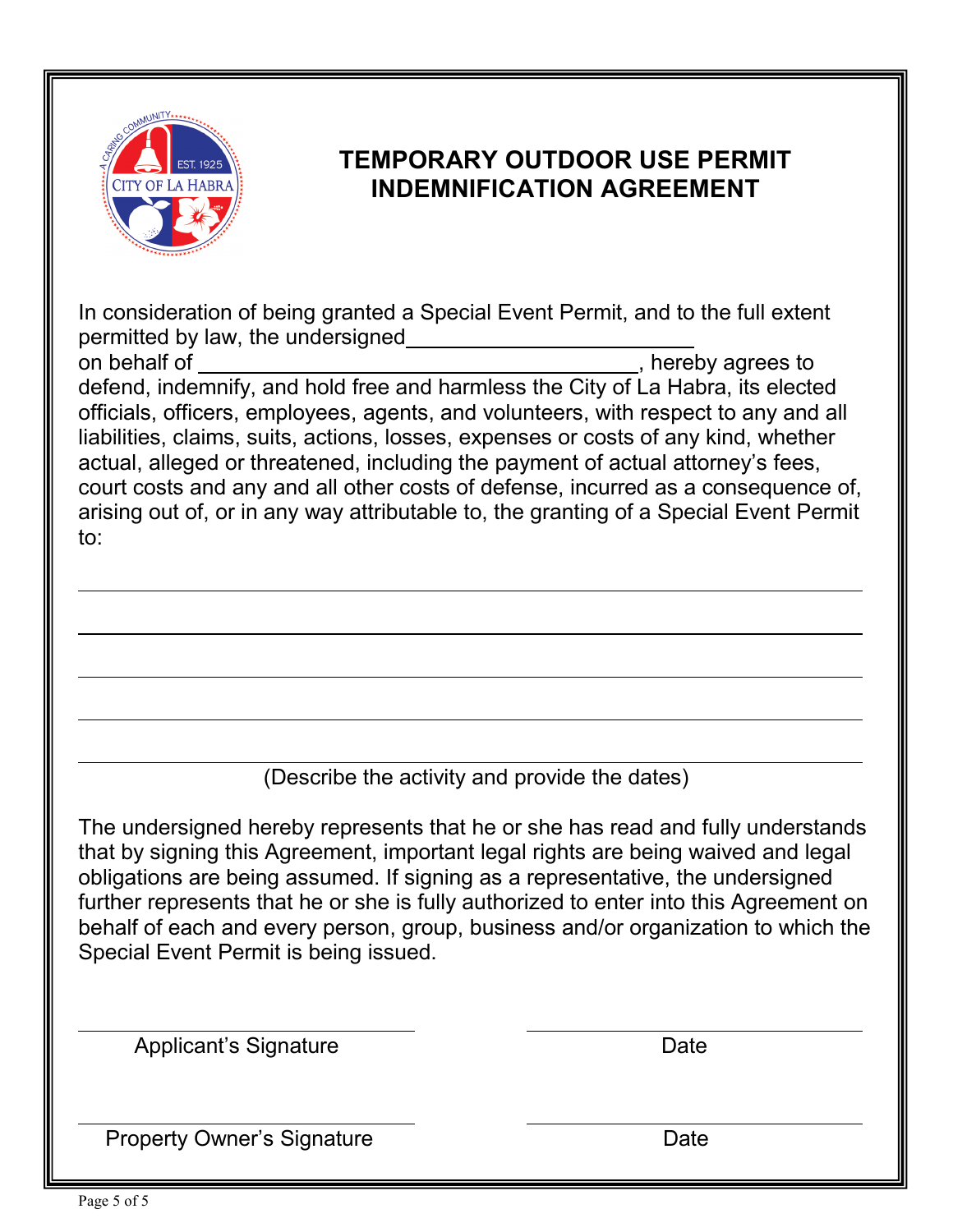# TEMPORARY OUTDOOR USE PERMIT INDEMNIFICATION AGREEMENT

In consideration of being granted a Special Event Permit, and to the full extent permitted by law, the undersigned ________________________ on behalf of ____________________________________, hereby agrees to defend, indemnify, and hold free and harmless the City of La Habra, its elected officials, officers, employees, agents, and volunteers, with respect to any and all liabilities, claims, suits, actions, losses, expenses or costs of any kind, whether actual, alleged or threatened, including the payment of actual attorney's fees, court costs and any and all other costs of defense, incurred as a consequence of, arising out of, or in any way attributable to, the granting of a Special Event Permit to:

______________________________________________________________________

______________________________________________________________________

______________________________________________________________________

______________________________________________________________________

______________________________________________________________________

(Describe the activity and provide the dates)

The undersigned hereby represents that he or she has read and fully understands that by signing this Agreement, important legal rights are being waived and legal obligations are being assumed. If signing as a representative, the undersigned further represents that he or she is fully authorized to enter into this Agreement on behalf of each and every person, group, business and/or organization to which the Special Event Permit is being issued.

______________________________ ______________________________

Applicant's Signature Date

______________________________ ______________________________

Property Owner's Signature Date